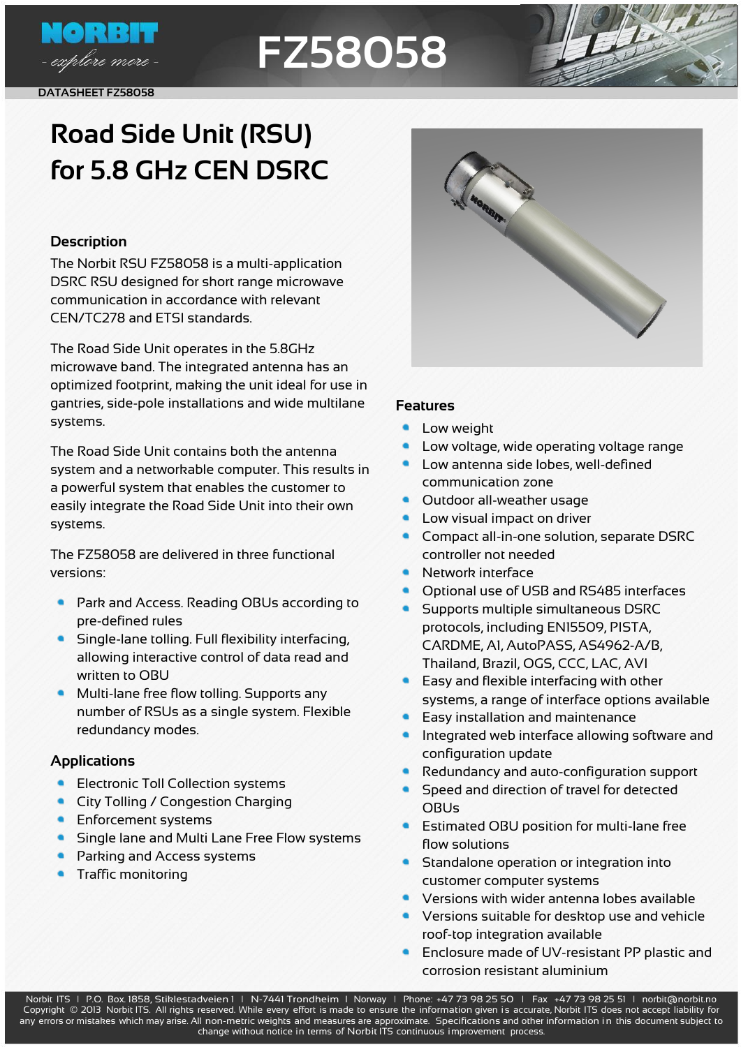# FZ58058

DATASHEET FZ58058

## Road Side Unit (RSU) for 5.8 GHz CEN DSRC

### Description

The Norbit RSU FZ58058 is a multi-application DSRC RSU designed for short range microwave communication in accordance with relevant CEN/TC278 and ETSI standards.

The Road Side Unit operates in the 5.8GHz microwave band. The integrated antenna has an optimized footprint, making the unit ideal for use in gantries, side-pole installations and wide multilane systems.

The Road Side Unit contains both the antenna system and a networkable computer. This results in a powerful system that enables the customer to easily integrate the Road Side Unit into their own systems.

The FZ58058 are delivered in three functional versions:

- Park and Access. Reading OBUs according to pre-defined rules
- Single-lane tolling. Full flexibility interfacing, allowing interactive control of data read and written to OBU
- Multi-lane free flow tolling. Supports any number of RSUs as a single system. Flexible redundancy modes.

### Applications

- Electronic Toll Collection systems
- City Tolling / Congestion Charging
- Enforcement systems
- Single lane and Multi Lane Free Flow systems
- Parking and Access systems
- Traffic monitoring

### Features

- Low weight
- Low voltage, wide operating voltage range
- Low antenna side lobes, well-defined communication zone
- Outdoor all-weather usage
- Low visual impact on driver
- Compact all-in-one solution, separate DSRC controller not needed
- Network interface
- Optional use of USB and RS485 interfaces
- Supports multiple simultaneous DSRC protocols, including EN15509, PISTA, CARDME, A1, AutoPASS, AS4962-A/B, Thailand, Brazil, OGS, CCC, LAC, AVI
- Easy and flexible interfacing with other systems, a range of interface options available
- Easy installation and maintenance
- Integrated web interface allowing software and configuration update
- Redundancy and auto-configuration support
- Speed and direction of travel for detected OBUs
- Estimated OBU position for multi-lane free flow solutions
- Standalone operation or integration into customer computer systems
- Versions with wider antenna lobes available
- Versions suitable for desktop use and vehicle roof-top integration available
- Enclosure made of UV-resistant PP plastic and corrosion resistant aluminium

Norbit ITS | P.O. Box 1858, Stiklestadveien 1 | N-7441 Trondheim | Norway | Phone: +47 73 98 25 50 | Fax +47 73 98 25 51 | norbit@norbit.no
Copyright © 2013 Norbit ITS. All rights reserved. While every effort is made to ensure the information given is accurate, Norbit ITS does not accept liability for any errors or mistakes which may arise. All non-metric weights and measures are approximate. Specifications and other information in this document subject to change without notice in terms of Norbit ITS continuous improvement process.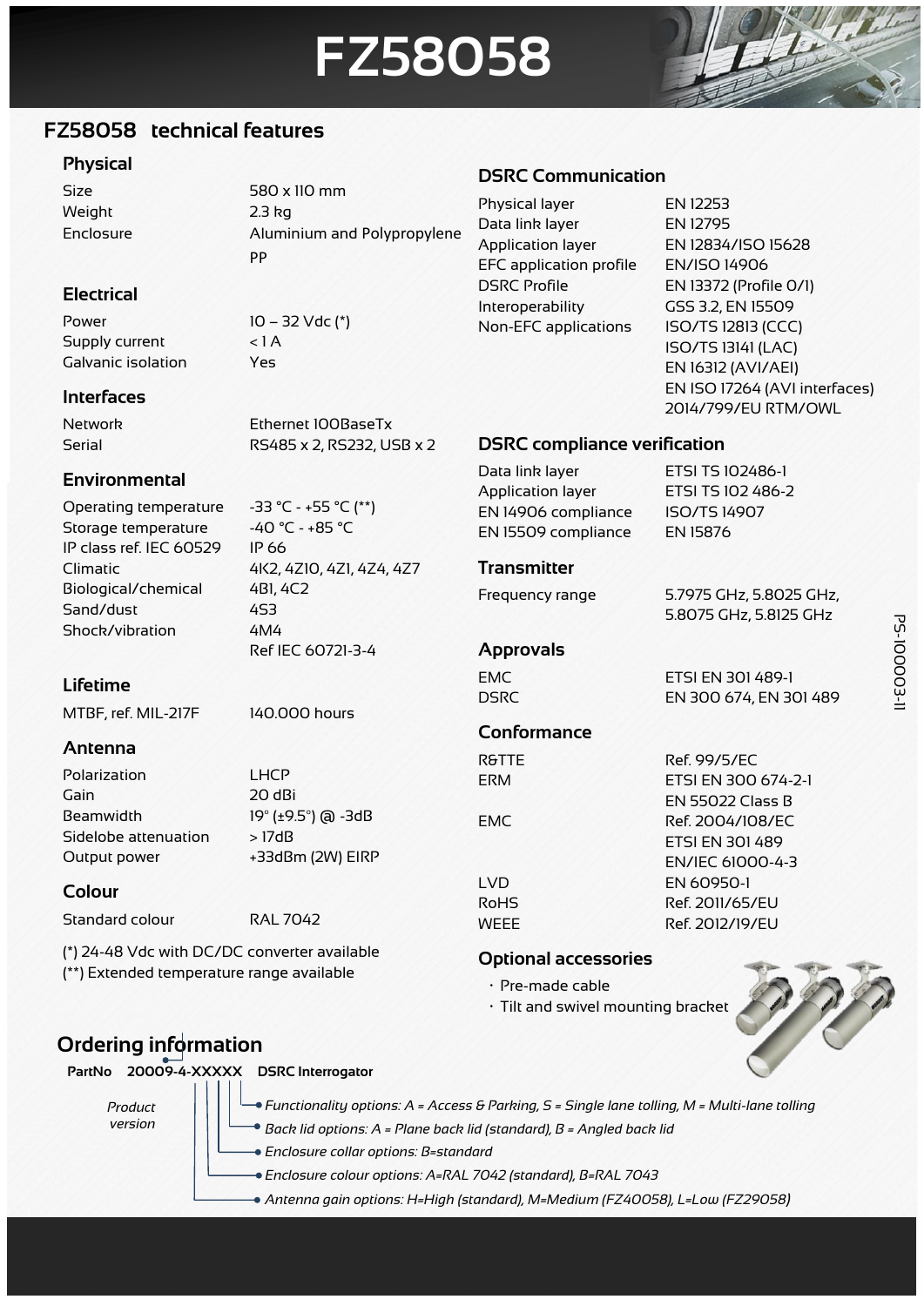# FZ58058

## FZ58058 technical features

### Physical

| | |
|---|---|
| Size | 580 x 110 mm |
| Weight | 2.3 kg |
| Enclosure | Aluminium and Polypropylene PP |

### Electrical

| | |
|---|---|
| Power | 10 – 32 Vdc (*) |
| Supply current | < 1 A |
| Galvanic isolation | Yes |

### Interfaces

| | |
|---|---|
| Network | Ethernet 100BaseTx |
| Serial | RS485 x 2, RS232, USB x 2 |

### Environmental

| | |
|---|---|
| Operating temperature | -33 °C - +55 °C (**) |
| Storage temperature | -40 °C - +85 °C |
| IP class ref. IEC 60529 | IP 66 |
| Climatic | 4K2, 4Z10, 4Z1, 4Z4, 4Z7 |
| Biological/chemical | 4B1, 4C2 |
| Sand/dust | 4S3 |
| Shock/vibration | 4M4<br>Ref IEC 60721-3-4 |

### Lifetime

| | |
|---|---|
| MTBF, ref. MIL-217F | 140.000 hours |

### Antenna

| | |
|---|---|
| Polarization | LHCP |
| Gain | 20 dBi |
| Beamwidth | 19° (±9.5°) @ -3dB |
| Sidelobe attenuation | > 17dB |
| Output power | +33dBm (2W) EIRP |

### Colour

| | |
|---|---|
| Standard colour | RAL 7042 |

(*) 24-48 Vdc with DC/DC converter available
(**) Extended temperature range available

### DSRC Communication

| | |
|---|---|
| Physical layer | EN 12253 |
| Data link layer | EN 12795 |
| Application layer | EN 12834/ISO 15628 |
| EFC application profile | EN/ISO 14906 |
| DSRC Profile | EN 13372 (Profile 0/1) |
| Interoperability | GSS 3.2, EN 15509 |
| Non-EFC applications | ISO/TS 12813 (CCC)<br>ISO/TS 13141 (LAC)<br>EN 16312 (AVI/AEI)<br>EN ISO 17264 (AVI interfaces)<br>2014/799/EU RTM/OWL |

### DSRC compliance verification

| | |
|---|---|
| Data link layer | ETSI TS 102486-1 |
| Application layer | ETSI TS 102 486-2 |
| EN 14906 compliance | ISO/TS 14907 |
| EN 15509 compliance | EN 15876 |

### Transmitter

| | |
|---|---|
| Frequency range | 5.7975 GHz, 5.8025 GHz, 5.8075 GHz, 5.8125 GHz |

### Approvals

| | |
|---|---|
| EMC | ETSI EN 301 489-1 |
| DSRC | EN 300 674, EN 301 489 |

### Conformance

| | |
|---|---|
| R&TTE | Ref. 99/5/EC |
| ERM | ETSI EN 300 674-2-1<br>EN 55022 Class B |
| EMC | Ref. 2004/108/EC<br>ETSI EN 301 489<br>EN/IEC 61000-4-3 |
| LVD | EN 60950-1 |
| RoHS | Ref. 2011/65/EU |
| WEEE | Ref. 2012/19/EU |

### Optional accessories

- Pre-made cable
- Tilt and swivel mounting bracket

PS-100003-11

## Ordering information

**PartNo 20009-4-XXXXX DSRC Interrogator**

*Product version*

- *Functionality options: A = Access & Parking, S = Single lane tolling, M = Multi-lane tolling*
- *Back lid options: A = Plane back lid (standard), B = Angled back lid*
- *Enclosure collar options: B=standard*
- *Enclosure colour options: A=RAL 7042 (standard), B=RAL 7043*
- *Antenna gain options: H=High (standard), M=Medium (FZ40058), L=Low (FZ29058)*